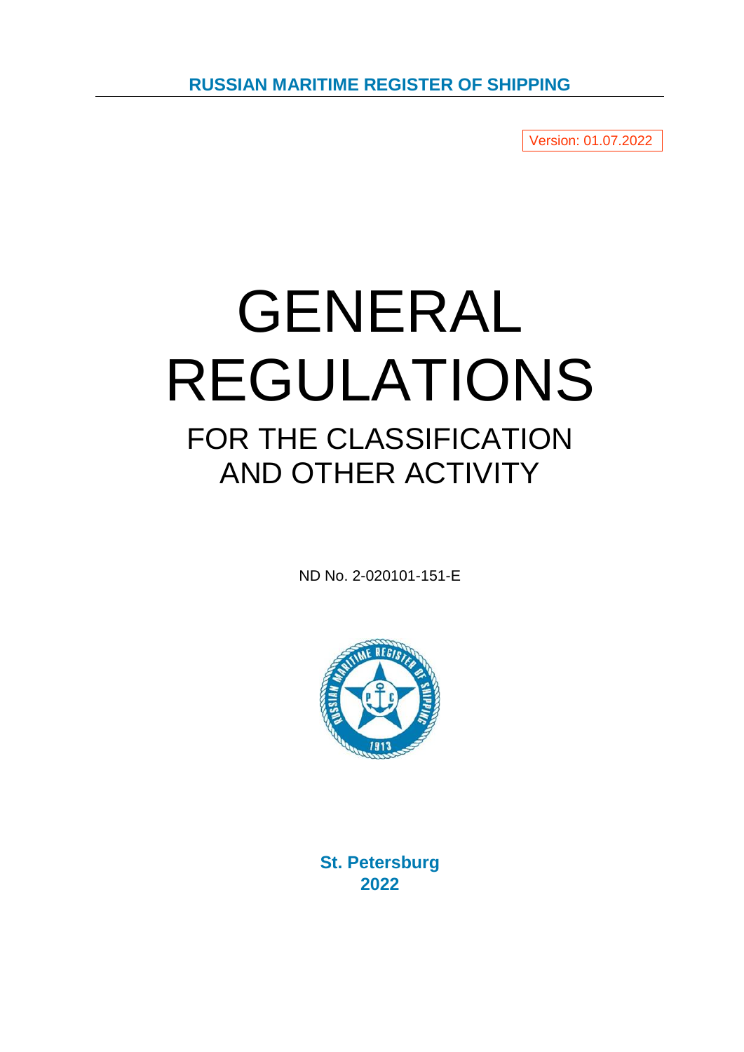**RUSSIAN MARITIME REGISTER OF SHIPPING**

Version: 01.07.2022

# GENERAL REGULATIONS

## FOR THE CLASSIFICATION AND OTHER ACTIVITY

ND No. 2-020101-151-E

**St. Petersburg**
**2022**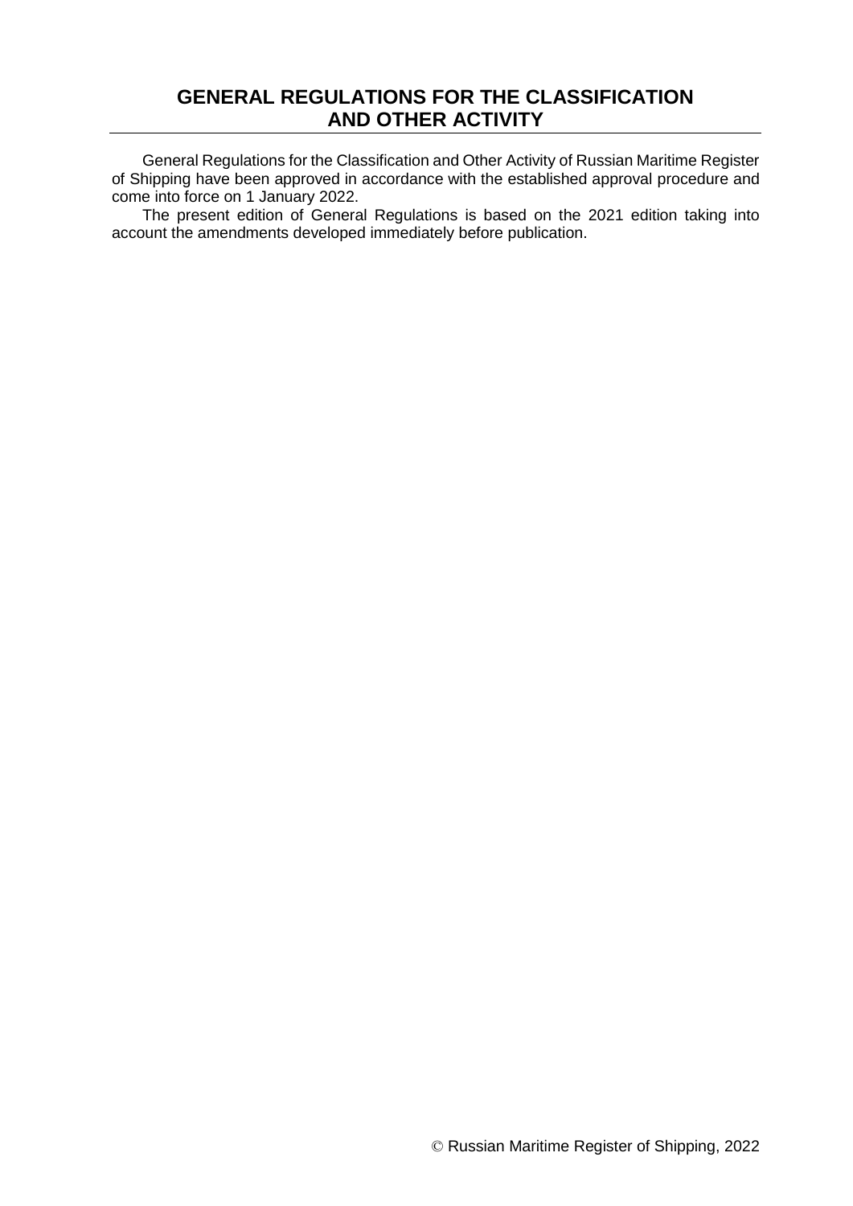# GENERAL REGULATIONS FOR THE CLASSIFICATION AND OTHER ACTIVITY

General Regulations for the Classification and Other Activity of Russian Maritime Register of Shipping have been approved in accordance with the established approval procedure and come into force on 1 January 2022.

The present edition of General Regulations is based on the 2021 edition taking into account the amendments developed immediately before publication.

© Russian Maritime Register of Shipping, 2022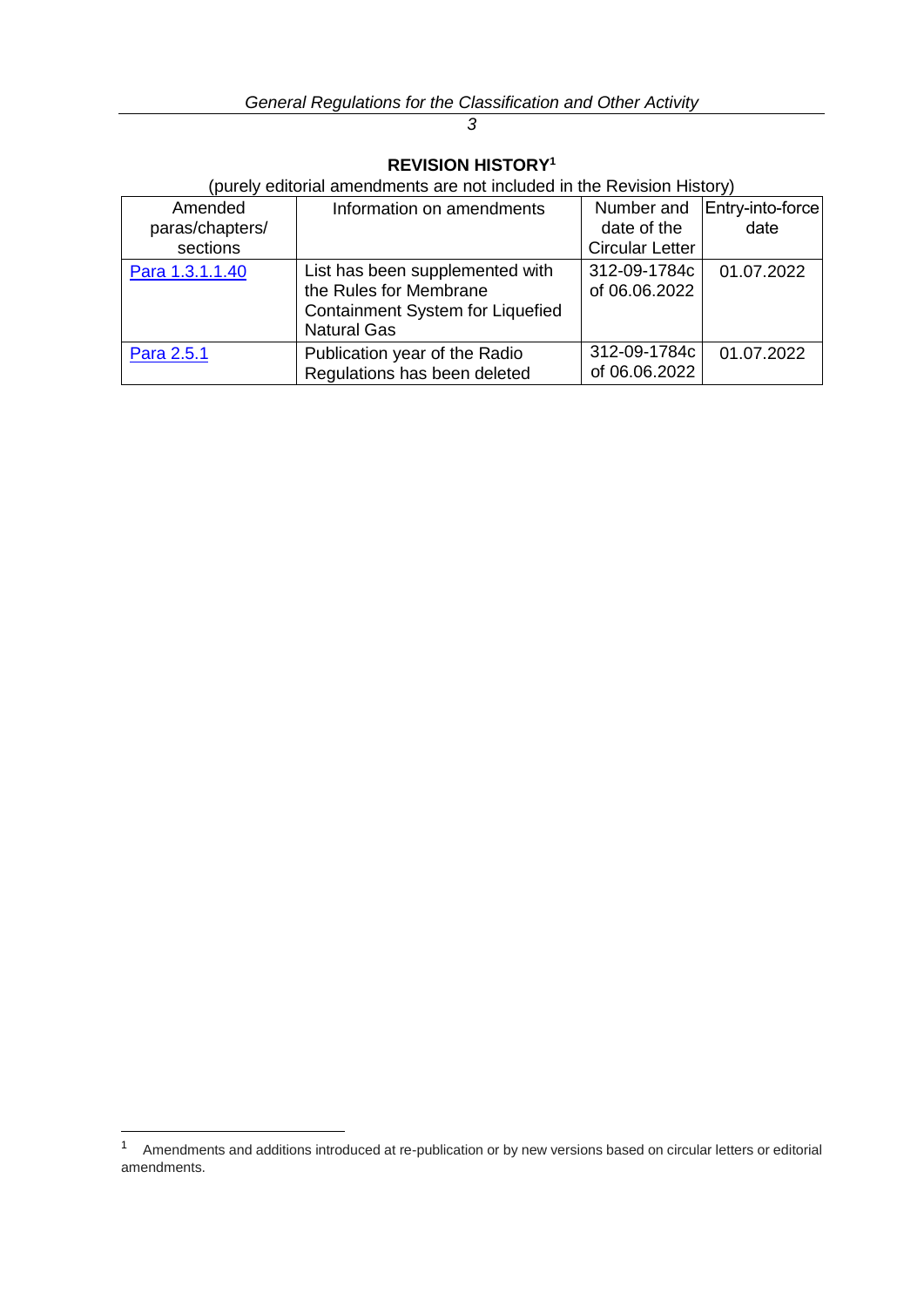## REVISION HISTORY[1]

(purely editorial amendments are not included in the Revision History)

| Amended paras/chapters/ sections | Information on amendments | Number and date of the Circular Letter | Entry-into-force date |
|---|---|---|---|
| Para 1.3.1.1.40 | List has been supplemented with the Rules for Membrane Containment System for Liquefied Natural Gas | 312-09-1784c of 06.06.2022 | 01.07.2022 |
| Para 2.5.1 | Publication year of the Radio Regulations has been deleted | 312-09-1784c of 06.06.2022 | 01.07.2022 |

[1] Amendments and additions introduced at re-publication or by new versions based on circular letters or editorial amendments.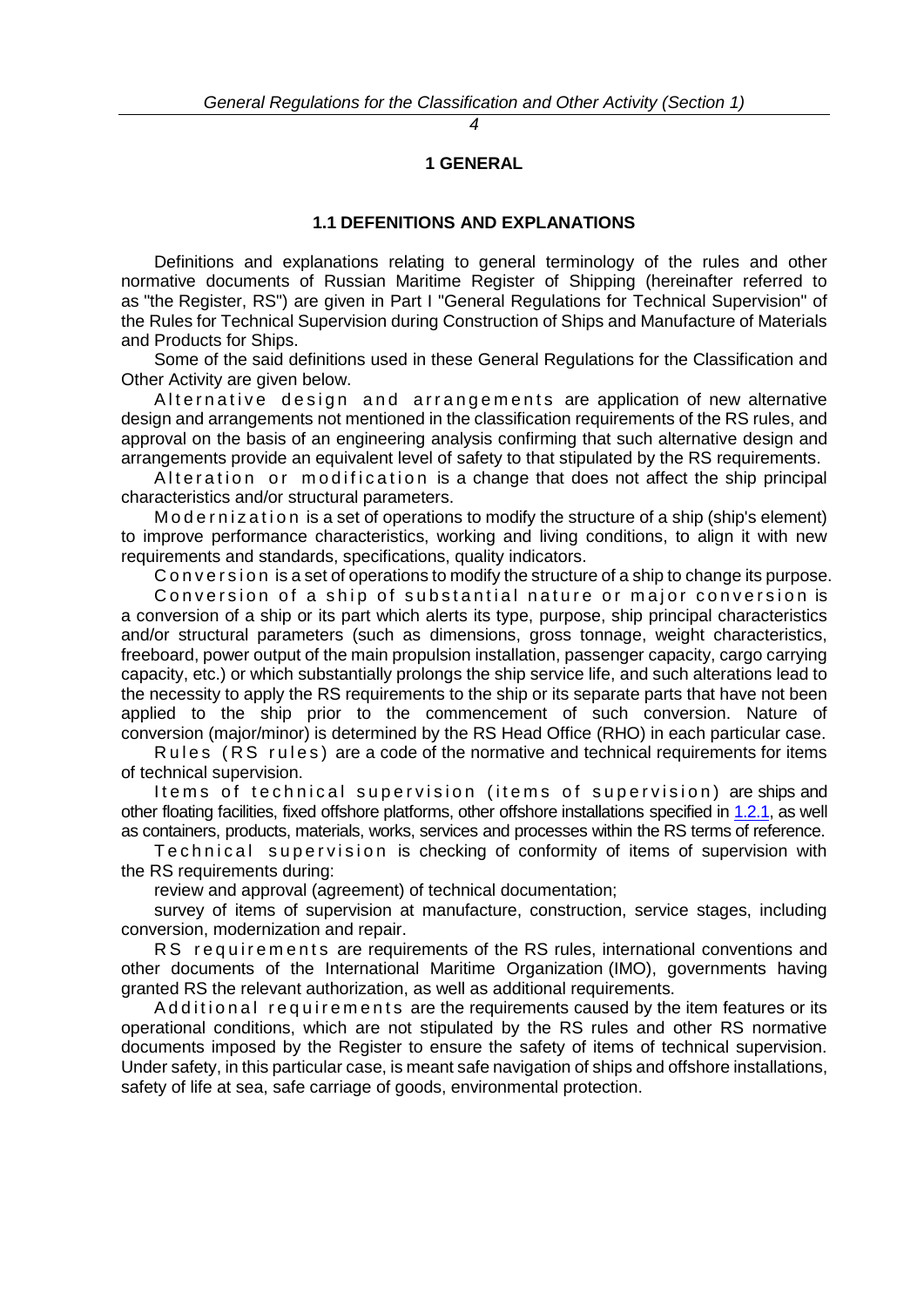# 1 GENERAL

## 1.1 DEFENITIONS AND EXPLANATIONS

Definitions and explanations relating to general terminology of the rules and other normative documents of Russian Maritime Register of Shipping (hereinafter referred to as "the Register, RS") are given in Part I "General Regulations for Technical Supervision" of the Rules for Technical Supervision during Construction of Ships and Manufacture of Materials and Products for Ships.

Some of the said definitions used in these General Regulations for the Classification and Other Activity are given below.

Alternative design and arrangements are application of new alternative design and arrangements not mentioned in the classification requirements of the RS rules, and approval on the basis of an engineering analysis confirming that such alternative design and arrangements provide an equivalent level of safety to that stipulated by the RS requirements.

Alteration or modification is a change that does not affect the ship principal characteristics and/or structural parameters.

Modernization is a set of operations to modify the structure of a ship (ship's element) to improve performance characteristics, working and living conditions, to align it with new requirements and standards, specifications, quality indicators.

Conversion is a set of operations to modify the structure of a ship to change its purpose.

Conversion of a ship of substantial nature or major conversion is a conversion of a ship or its part which alerts its type, purpose, ship principal characteristics and/or structural parameters (such as dimensions, gross tonnage, weight characteristics, freeboard, power output of the main propulsion installation, passenger capacity, cargo carrying capacity, etc.) or which substantially prolongs the ship service life, and such alterations lead to the necessity to apply the RS requirements to the ship or its separate parts that have not been applied to the ship prior to the commencement of such conversion. Nature of conversion (major/minor) is determined by the RS Head Office (RHO) in each particular case.

Rules (RS rules) are a code of the normative and technical requirements for items of technical supervision.

Items of technical supervision (items of supervision) are ships and other floating facilities, fixed offshore platforms, other offshore installations specified in 1.2.1, as well as containers, products, materials, works, services and processes within the RS terms of reference.

Technical supervision is checking of conformity of items of supervision with the RS requirements during:

review and approval (agreement) of technical documentation;

survey of items of supervision at manufacture, construction, service stages, including conversion, modernization and repair.

RS requirements are requirements of the RS rules, international conventions and other documents of the International Maritime Organization (IMO), governments having granted RS the relevant authorization, as well as additional requirements.

Additional requirements are the requirements caused by the item features or its operational conditions, which are not stipulated by the RS rules and other RS normative documents imposed by the Register to ensure the safety of items of technical supervision. Under safety, in this particular case, is meant safe navigation of ships and offshore installations, safety of life at sea, safe carriage of goods, environmental protection.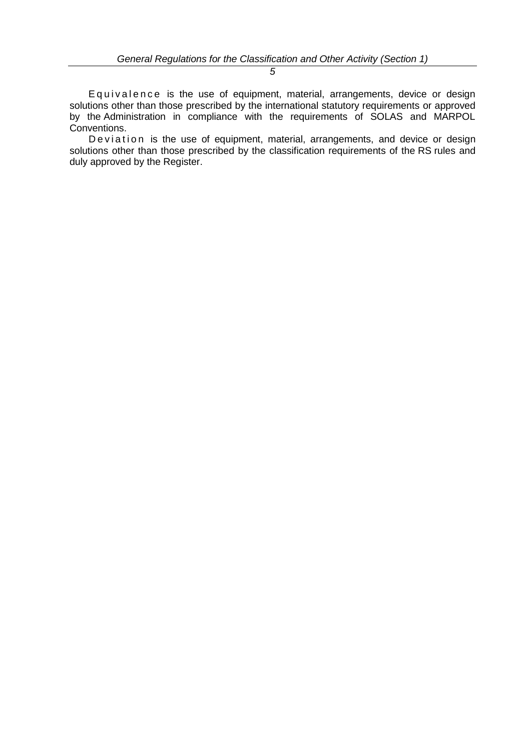Equivalence is the use of equipment, material, arrangements, device or design solutions other than those prescribed by the international statutory requirements or approved by the Administration in compliance with the requirements of SOLAS and MARPOL Conventions.

Deviation is the use of equipment, material, arrangements, and device or design solutions other than those prescribed by the classification requirements of the RS rules and duly approved by the Register.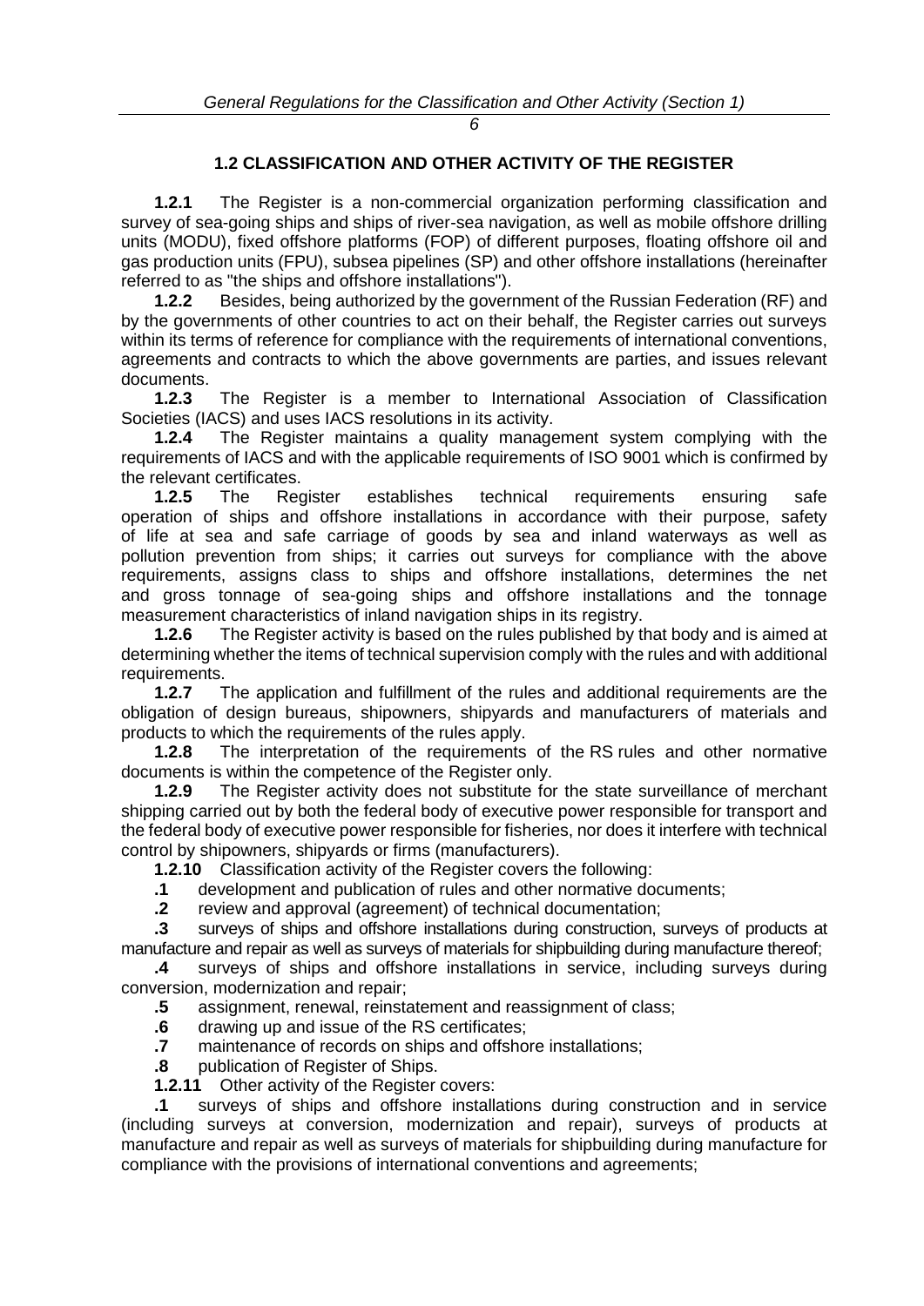## 1.2 CLASSIFICATION AND OTHER ACTIVITY OF THE REGISTER

**1.2.1** The Register is a non-commercial organization performing classification and survey of sea-going ships and ships of river-sea navigation, as well as mobile offshore drilling units (MODU), fixed offshore platforms (FOP) of different purposes, floating offshore oil and gas production units (FPU), subsea pipelines (SP) and other offshore installations (hereinafter referred to as "the ships and offshore installations").

**1.2.2** Besides, being authorized by the government of the Russian Federation (RF) and by the governments of other countries to act on their behalf, the Register carries out surveys within its terms of reference for compliance with the requirements of international conventions, agreements and contracts to which the above governments are parties, and issues relevant documents.

**1.2.3** The Register is a member to International Association of Classification Societies (IACS) and uses IACS resolutions in its activity.

**1.2.4** The Register maintains a quality management system complying with the requirements of IACS and with the applicable requirements of ISO 9001 which is confirmed by the relevant certificates.

**1.2.5** The Register establishes technical requirements ensuring safe operation of ships and offshore installations in accordance with their purpose, safety of life at sea and safe carriage of goods by sea and inland waterways as well as pollution prevention from ships; it carries out surveys for compliance with the above requirements, assigns class to ships and offshore installations, determines the net and gross tonnage of sea-going ships and offshore installations and the tonnage measurement characteristics of inland navigation ships in its registry.

**1.2.6** The Register activity is based on the rules published by that body and is aimed at determining whether the items of technical supervision comply with the rules and with additional requirements.

**1.2.7** The application and fulfillment of the rules and additional requirements are the obligation of design bureaus, shipowners, shipyards and manufacturers of materials and products to which the requirements of the rules apply.

**1.2.8** The interpretation of the requirements of the RS rules and other normative documents is within the competence of the Register only.

**1.2.9** The Register activity does not substitute for the state surveillance of merchant shipping carried out by both the federal body of executive power responsible for transport and the federal body of executive power responsible for fisheries, nor does it interfere with technical control by shipowners, shipyards or firms (manufacturers).

**1.2.10** Classification activity of the Register covers the following:

**.1** development and publication of rules and other normative documents;

**.2** review and approval (agreement) of technical documentation;

**.3** surveys of ships and offshore installations during construction, surveys of products at manufacture and repair as well as surveys of materials for shipbuilding during manufacture thereof;

**.4** surveys of ships and offshore installations in service, including surveys during conversion, modernization and repair;

**.5** assignment, renewal, reinstatement and reassignment of class;

**.6** drawing up and issue of the RS certificates;

**.7** maintenance of records on ships and offshore installations;

**.8** publication of Register of Ships.

**1.2.11** Other activity of the Register covers:

**.1** surveys of ships and offshore installations during construction and in service (including surveys at conversion, modernization and repair), surveys of products at manufacture and repair as well as surveys of materials for shipbuilding during manufacture for compliance with the provisions of international conventions and agreements;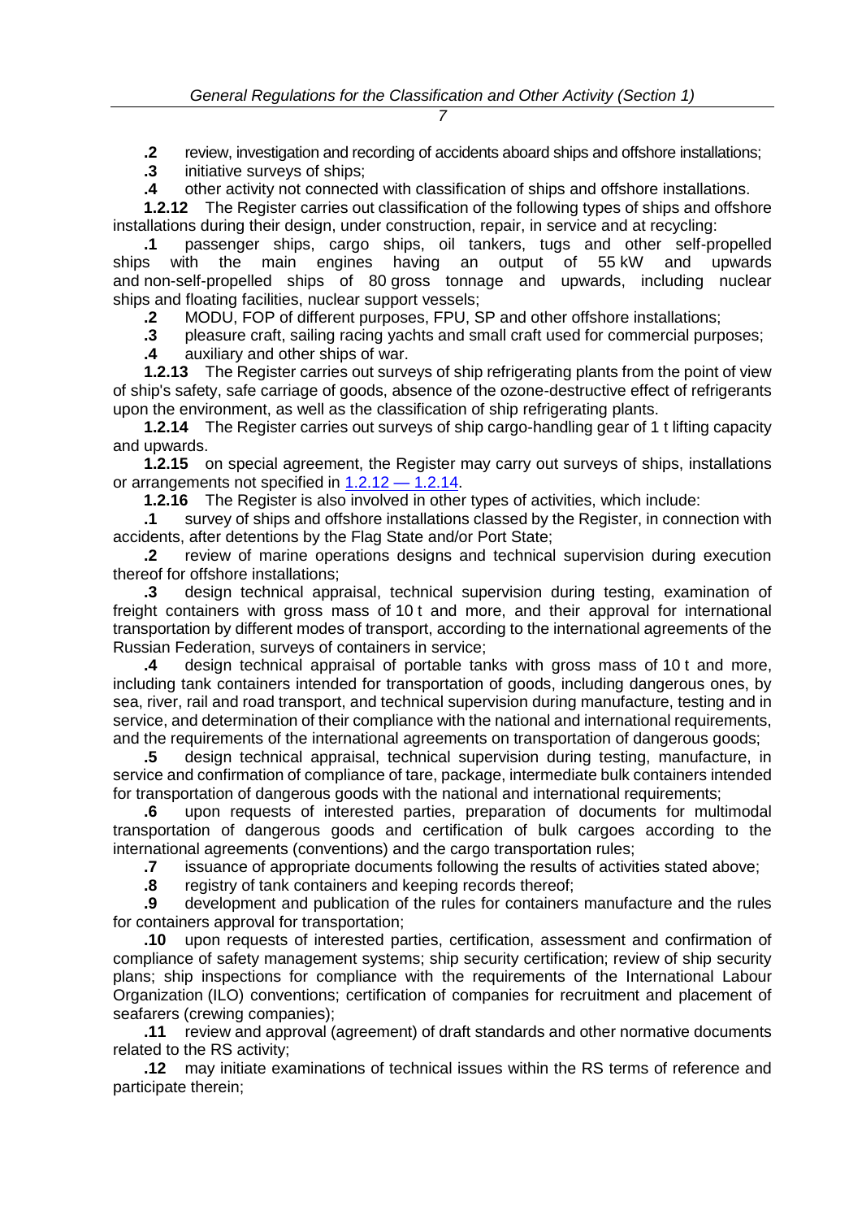**.2** review, investigation and recording of accidents aboard ships and offshore installations;

**.3** initiative surveys of ships;

**.4** other activity not connected with classification of ships and offshore installations.

**1.2.12** The Register carries out classification of the following types of ships and offshore installations during their design, under construction, repair, in service and at recycling:

**.1** passenger ships, cargo ships, oil tankers, tugs and other self-propelled ships with the main engines having an output of 55 kW and upwards and non-self-propelled ships of 80 gross tonnage and upwards, including nuclear ships and floating facilities, nuclear support vessels;

**.2** MODU, FOP of different purposes, FPU, SP and other offshore installations;

**.3** pleasure craft, sailing racing yachts and small craft used for commercial purposes;

**.4** auxiliary and other ships of war.

**1.2.13** The Register carries out surveys of ship refrigerating plants from the point of view of ship's safety, safe carriage of goods, absence of the ozone-destructive effect of refrigerants upon the environment, as well as the classification of ship refrigerating plants.

**1.2.14** The Register carries out surveys of ship cargo-handling gear of 1 t lifting capacity and upwards.

**1.2.15** on special agreement, the Register may carry out surveys of ships, installations or arrangements not specified in 1.2.12 — 1.2.14.

**1.2.16** The Register is also involved in other types of activities, which include:

**.1** survey of ships and offshore installations classed by the Register, in connection with accidents, after detentions by the Flag State and/or Port State;

**.2** review of marine operations designs and technical supervision during execution thereof for offshore installations;

**.3** design technical appraisal, technical supervision during testing, examination of freight containers with gross mass of 10 t and more, and their approval for international transportation by different modes of transport, according to the international agreements of the Russian Federation, surveys of containers in service;

**.4** design technical appraisal of portable tanks with gross mass of 10 t and more, including tank containers intended for transportation of goods, including dangerous ones, by sea, river, rail and road transport, and technical supervision during manufacture, testing and in service, and determination of their compliance with the national and international requirements, and the requirements of the international agreements on transportation of dangerous goods;

**.5** design technical appraisal, technical supervision during testing, manufacture, in service and confirmation of compliance of tare, package, intermediate bulk containers intended for transportation of dangerous goods with the national and international requirements;

**.6** upon requests of interested parties, preparation of documents for multimodal transportation of dangerous goods and certification of bulk cargoes according to the international agreements (conventions) and the cargo transportation rules;

**.7** issuance of appropriate documents following the results of activities stated above;

**.8** registry of tank containers and keeping records thereof;

**.9** development and publication of the rules for containers manufacture and the rules for containers approval for transportation;

**.10** upon requests of interested parties, certification, assessment and confirmation of compliance of safety management systems; ship security certification; review of ship security plans; ship inspections for compliance with the requirements of the International Labour Organization (ILO) conventions; certification of companies for recruitment and placement of seafarers (crewing companies);

**.11** review and approval (agreement) of draft standards and other normative documents related to the RS activity;

**.12** may initiate examinations of technical issues within the RS terms of reference and participate therein;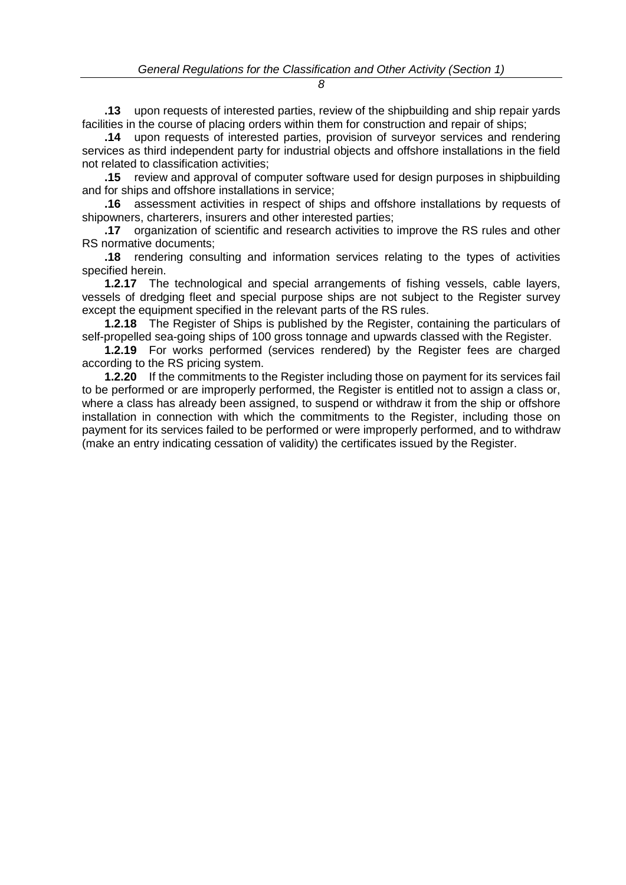**.13** upon requests of interested parties, review of the shipbuilding and ship repair yards facilities in the course of placing orders within them for construction and repair of ships;

**.14** upon requests of interested parties, provision of surveyor services and rendering services as third independent party for industrial objects and offshore installations in the field not related to classification activities;

**.15** review and approval of computer software used for design purposes in shipbuilding and for ships and offshore installations in service;

**.16** assessment activities in respect of ships and offshore installations by requests of shipowners, charterers, insurers and other interested parties;

**.17** organization of scientific and research activities to improve the RS rules and other RS normative documents;

**.18** rendering consulting and information services relating to the types of activities specified herein.

**1.2.17** The technological and special arrangements of fishing vessels, cable layers, vessels of dredging fleet and special purpose ships are not subject to the Register survey except the equipment specified in the relevant parts of the RS rules.

**1.2.18** The Register of Ships is published by the Register, containing the particulars of self-propelled sea-going ships of 100 gross tonnage and upwards classed with the Register.

**1.2.19** For works performed (services rendered) by the Register fees are charged according to the RS pricing system.

**1.2.20** If the commitments to the Register including those on payment for its services fail to be performed or are improperly performed, the Register is entitled not to assign a class or, where a class has already been assigned, to suspend or withdraw it from the ship or offshore installation in connection with which the commitments to the Register, including those on payment for its services failed to be performed or were improperly performed, and to withdraw (make an entry indicating cessation of validity) the certificates issued by the Register.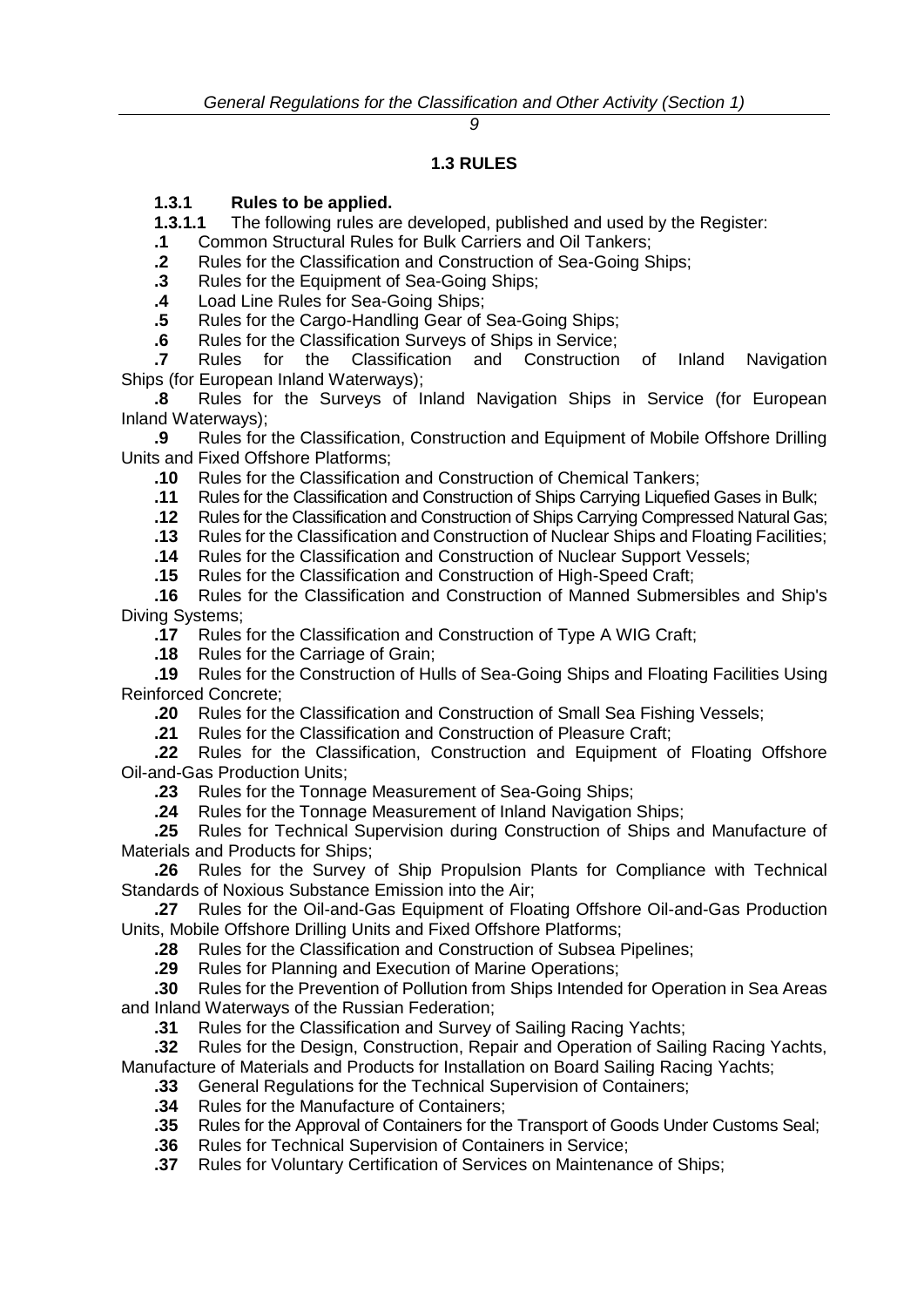## 1.3 RULES

### 1.3.1 Rules to be applied.

**1.3.1.1** The following rules are developed, published and used by the Register:

**.1** Common Structural Rules for Bulk Carriers and Oil Tankers;

**.2** Rules for the Classification and Construction of Sea-Going Ships;

**.3** Rules for the Equipment of Sea-Going Ships;

**.4** Load Line Rules for Sea-Going Ships;

**.5** Rules for the Cargo-Handling Gear of Sea-Going Ships;

**.6** Rules for the Classification Surveys of Ships in Service;

**.7** Rules for the Classification and Construction of Inland Navigation Ships (for European Inland Waterways);

**.8** Rules for the Surveys of Inland Navigation Ships in Service (for European Inland Waterways);

**.9** Rules for the Classification, Construction and Equipment of Mobile Offshore Drilling Units and Fixed Offshore Platforms;

**.10** Rules for the Classification and Construction of Chemical Tankers;

**.11** Rules for the Classification and Construction of Ships Carrying Liquefied Gases in Bulk;

**.12** Rules for the Classification and Construction of Ships Carrying Compressed Natural Gas;

**.13** Rules for the Classification and Construction of Nuclear Ships and Floating Facilities;

**.14** Rules for the Classification and Construction of Nuclear Support Vessels;

**.15** Rules for the Classification and Construction of High-Speed Craft;

**.16** Rules for the Classification and Construction of Manned Submersibles and Ship's Diving Systems;

**.17** Rules for the Classification and Construction of Type A WIG Craft;

**.18** Rules for the Carriage of Grain;

**.19** Rules for the Construction of Hulls of Sea-Going Ships and Floating Facilities Using Reinforced Concrete;

**.20** Rules for the Classification and Construction of Small Sea Fishing Vessels;

**.21** Rules for the Classification and Construction of Pleasure Craft;

**.22** Rules for the Classification, Construction and Equipment of Floating Offshore Oil-and-Gas Production Units;

**.23** Rules for the Tonnage Measurement of Sea-Going Ships;

**.24** Rules for the Tonnage Measurement of Inland Navigation Ships;

**.25** Rules for Technical Supervision during Construction of Ships and Manufacture of Materials and Products for Ships;

**.26** Rules for the Survey of Ship Propulsion Plants for Compliance with Technical Standards of Noxious Substance Emission into the Air;

**.27** Rules for the Oil-and-Gas Equipment of Floating Offshore Oil-and-Gas Production Units, Mobile Offshore Drilling Units and Fixed Offshore Platforms;

**.28** Rules for the Classification and Construction of Subsea Pipelines;

**.29** Rules for Planning and Execution of Marine Operations;

**.30** Rules for the Prevention of Pollution from Ships Intended for Operation in Sea Areas and Inland Waterways of the Russian Federation;

**.31** Rules for the Classification and Survey of Sailing Racing Yachts;

**.32** Rules for the Design, Construction, Repair and Operation of Sailing Racing Yachts, Manufacture of Materials and Products for Installation on Board Sailing Racing Yachts;

**.33** General Regulations for the Technical Supervision of Containers;

**.34** Rules for the Manufacture of Containers;

**.35** Rules for the Approval of Containers for the Transport of Goods Under Customs Seal;

**.36** Rules for Technical Supervision of Containers in Service;

**.37** Rules for Voluntary Certification of Services on Maintenance of Ships;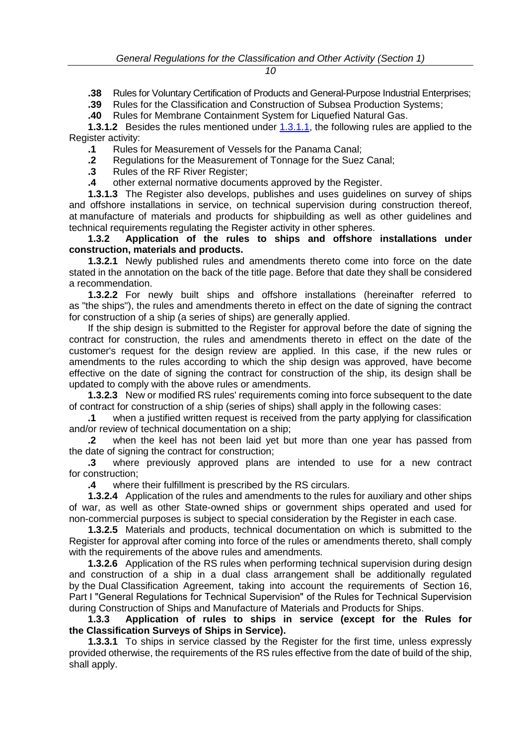**.38** Rules for Voluntary Certification of Products and General-Purpose Industrial Enterprises;

**.39** Rules for the Classification and Construction of Subsea Production Systems;

**.40** Rules for Membrane Containment System for Liquefied Natural Gas.

**1.3.1.2** Besides the rules mentioned under 1.3.1.1, the following rules are applied to the Register activity:

**.1** Rules for Measurement of Vessels for the Panama Canal;

**.2** Regulations for the Measurement of Tonnage for the Suez Canal;

**.3** Rules of the RF River Register;

**.4** other external normative documents approved by the Register.

**1.3.1.3** The Register also develops, publishes and uses guidelines on survey of ships and offshore installations in service, on technical supervision during construction thereof, at manufacture of materials and products for shipbuilding as well as other guidelines and technical requirements regulating the Register activity in other spheres.

**1.3.2 Application of the rules to ships and offshore installations under construction, materials and products.**

**1.3.2.1** Newly published rules and amendments thereto come into force on the date stated in the annotation on the back of the title page. Before that date they shall be considered a recommendation.

**1.3.2.2** For newly built ships and offshore installations (hereinafter referred to as "the ships"), the rules and amendments thereto in effect on the date of signing the contract for construction of a ship (a series of ships) are generally applied.

If the ship design is submitted to the Register for approval before the date of signing the contract for construction, the rules and amendments thereto in effect on the date of the customer's request for the design review are applied. In this case, if the new rules or amendments to the rules according to which the ship design was approved, have become effective on the date of signing the contract for construction of the ship, its design shall be updated to comply with the above rules or amendments.

**1.3.2.3** New or modified RS rules' requirements coming into force subsequent to the date of contract for construction of a ship (series of ships) shall apply in the following cases:

**.1** when a justified written request is received from the party applying for classification and/or review of technical documentation on a ship;

**.2** when the keel has not been laid yet but more than one year has passed from the date of signing the contract for construction;

**.3** where previously approved plans are intended to use for a new contract for construction;

**.4** where their fulfillment is prescribed by the RS circulars.

**1.3.2.4** Application of the rules and amendments to the rules for auxiliary and other ships of war, as well as other State-owned ships or government ships operated and used for non-commercial purposes is subject to special consideration by the Register in each case.

**1.3.2.5** Materials and products, technical documentation on which is submitted to the Register for approval after coming into force of the rules or amendments thereto, shall comply with the requirements of the above rules and amendments.

**1.3.2.6** Application of the RS rules when performing technical supervision during design and construction of a ship in a dual class arrangement shall be additionally regulated by the Dual Classification Agreement, taking into account the requirements of Section 16, Part I "General Regulations for Technical Supervision" of the Rules for Technical Supervision during Construction of Ships and Manufacture of Materials and Products for Ships.

**1.3.3 Application of rules to ships in service (except for the Rules for the Classification Surveys of Ships in Service).**

**1.3.3.1** To ships in service classed by the Register for the first time, unless expressly provided otherwise, the requirements of the RS rules effective from the date of build of the ship, shall apply.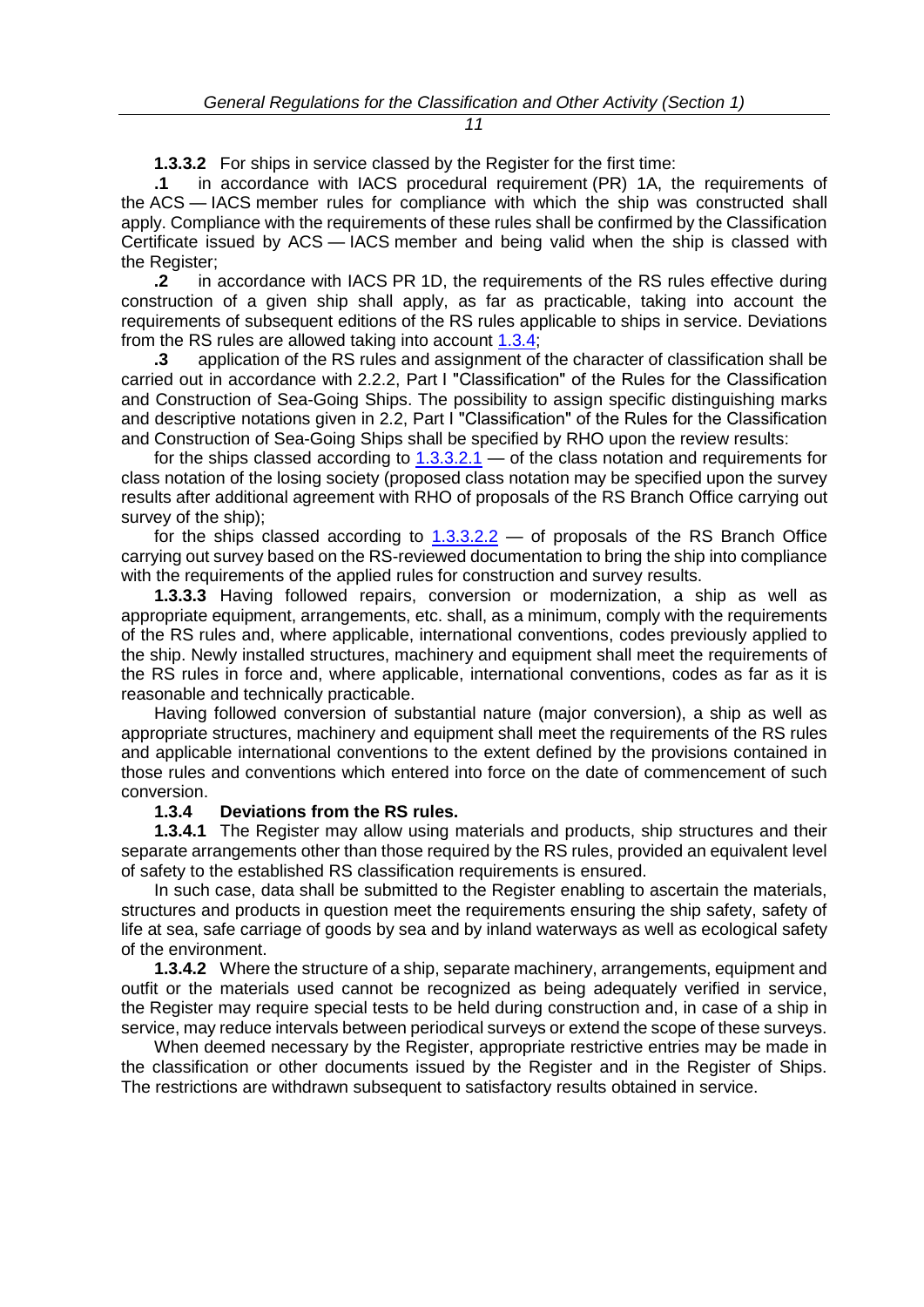**1.3.3.2** For ships in service classed by the Register for the first time:

**.1** in accordance with IACS procedural requirement (PR) 1A, the requirements of the ACS — IACS member rules for compliance with which the ship was constructed shall apply. Compliance with the requirements of these rules shall be confirmed by the Classification Certificate issued by ACS — IACS member and being valid when the ship is classed with the Register;

**.2** in accordance with IACS PR 1D, the requirements of the RS rules effective during construction of a given ship shall apply, as far as practicable, taking into account the requirements of subsequent editions of the RS rules applicable to ships in service. Deviations from the RS rules are allowed taking into account 1.3.4;

**.3** application of the RS rules and assignment of the character of classification shall be carried out in accordance with 2.2.2, Part I "Classification" of the Rules for the Classification and Construction of Sea-Going Ships. The possibility to assign specific distinguishing marks and descriptive notations given in 2.2, Part I "Classification" of the Rules for the Classification and Construction of Sea-Going Ships shall be specified by RHO upon the review results:

for the ships classed according to 1.3.3.2.1 — of the class notation and requirements for class notation of the losing society (proposed class notation may be specified upon the survey results after additional agreement with RHO of proposals of the RS Branch Office carrying out survey of the ship);

for the ships classed according to 1.3.3.2.2 — of proposals of the RS Branch Office carrying out survey based on the RS-reviewed documentation to bring the ship into compliance with the requirements of the applied rules for construction and survey results.

**1.3.3.3** Having followed repairs, conversion or modernization, a ship as well as appropriate equipment, arrangements, etc. shall, as a minimum, comply with the requirements of the RS rules and, where applicable, international conventions, codes previously applied to the ship. Newly installed structures, machinery and equipment shall meet the requirements of the RS rules in force and, where applicable, international conventions, codes as far as it is reasonable and technically practicable.

Having followed conversion of substantial nature (major conversion), a ship as well as appropriate structures, machinery and equipment shall meet the requirements of the RS rules and applicable international conventions to the extent defined by the provisions contained in those rules and conventions which entered into force on the date of commencement of such conversion.

### 1.3.4 Deviations from the RS rules.

**1.3.4.1** The Register may allow using materials and products, ship structures and their separate arrangements other than those required by the RS rules, provided an equivalent level of safety to the established RS classification requirements is ensured.

In such case, data shall be submitted to the Register enabling to ascertain the materials, structures and products in question meet the requirements ensuring the ship safety, safety of life at sea, safe carriage of goods by sea and by inland waterways as well as ecological safety of the environment.

**1.3.4.2** Where the structure of a ship, separate machinery, arrangements, equipment and outfit or the materials used cannot be recognized as being adequately verified in service, the Register may require special tests to be held during construction and, in case of a ship in service, may reduce intervals between periodical surveys or extend the scope of these surveys.

When deemed necessary by the Register, appropriate restrictive entries may be made in the classification or other documents issued by the Register and in the Register of Ships. The restrictions are withdrawn subsequent to satisfactory results obtained in service.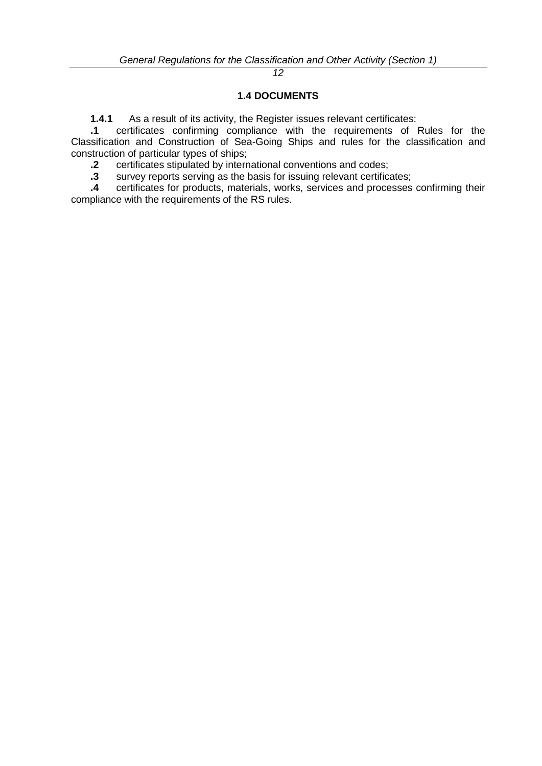## 1.4 DOCUMENTS

**1.4.1** As a result of its activity, the Register issues relevant certificates:

**.1** certificates confirming compliance with the requirements of Rules for the Classification and Construction of Sea-Going Ships and rules for the classification and construction of particular types of ships;

**.2** certificates stipulated by international conventions and codes;

**.3** survey reports serving as the basis for issuing relevant certificates;

**.4** certificates for products, materials, works, services and processes confirming their compliance with the requirements of the RS rules.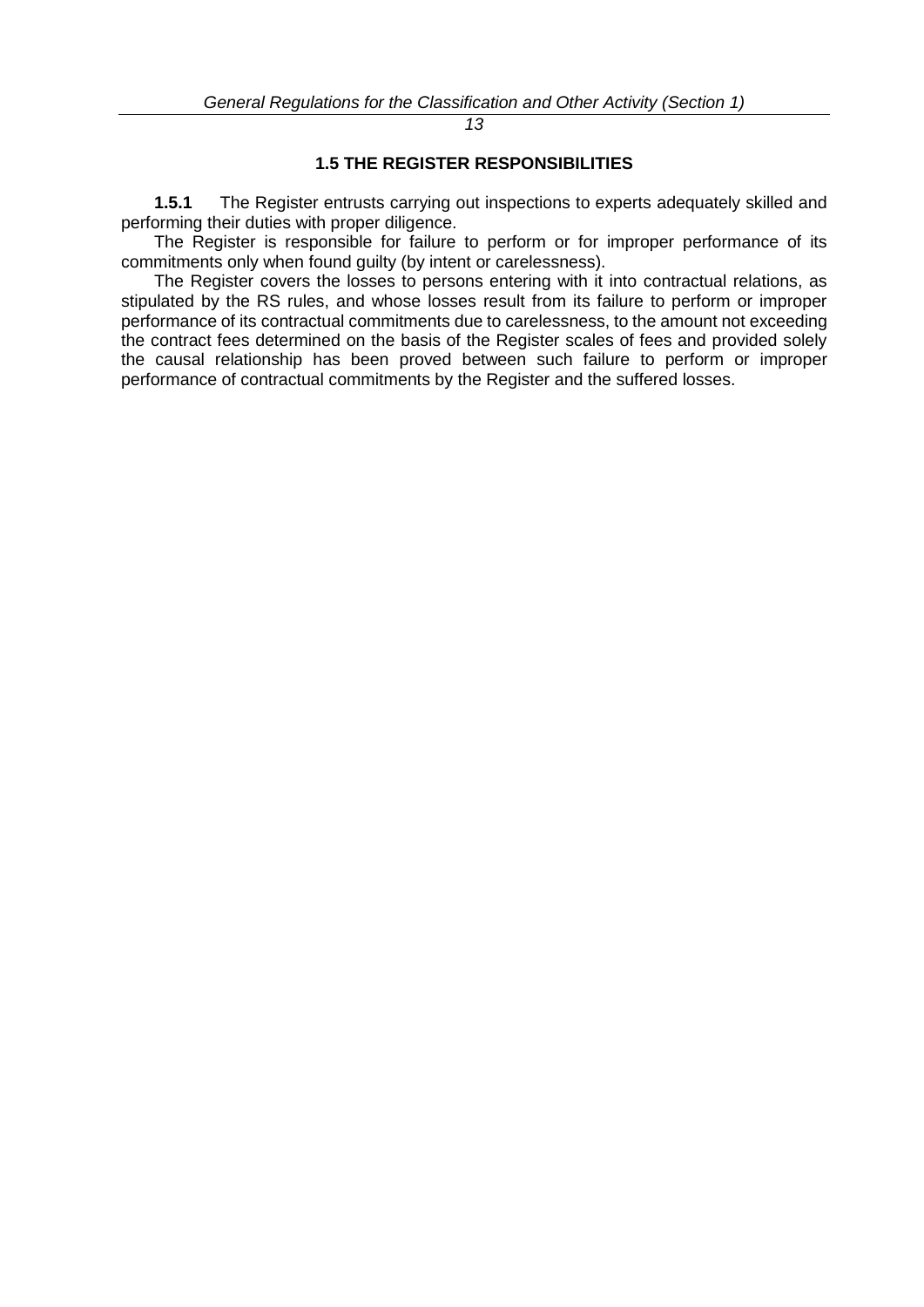## 1.5 THE REGISTER RESPONSIBILITIES

**1.5.1** The Register entrusts carrying out inspections to experts adequately skilled and performing their duties with proper diligence.

The Register is responsible for failure to perform or for improper performance of its commitments only when found guilty (by intent or carelessness).

The Register covers the losses to persons entering with it into contractual relations, as stipulated by the RS rules, and whose losses result from its failure to perform or improper performance of its contractual commitments due to carelessness, to the amount not exceeding the contract fees determined on the basis of the Register scales of fees and provided solely the causal relationship has been proved between such failure to perform or improper performance of contractual commitments by the Register and the suffered losses.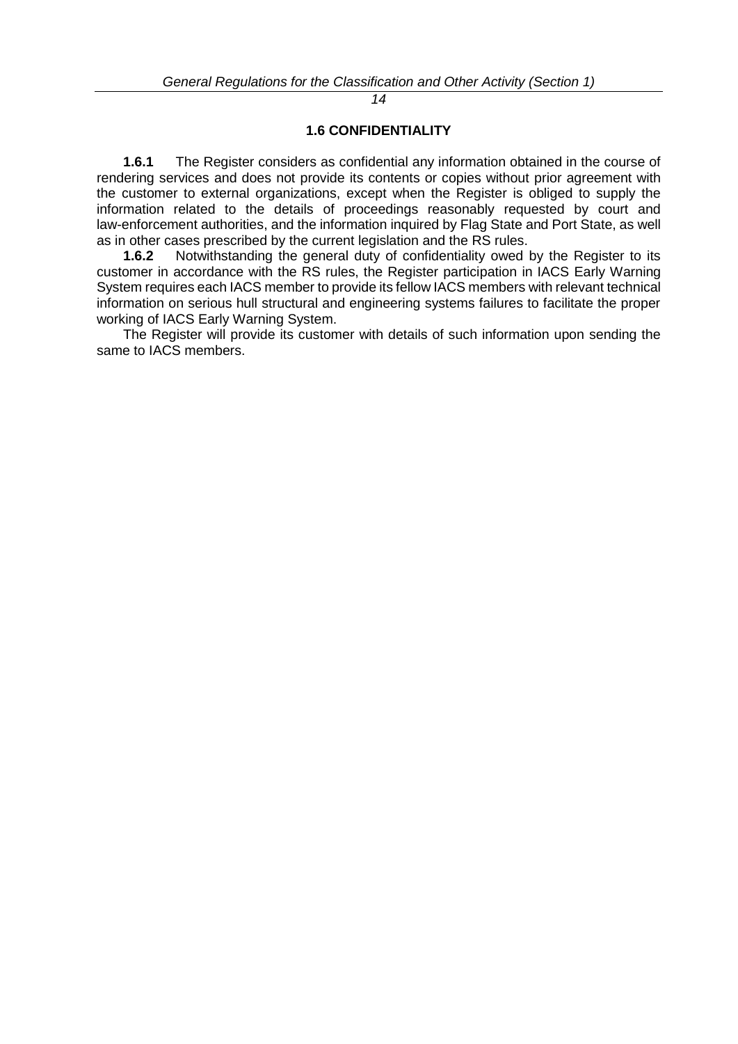## 1.6 CONFIDENTIALITY

**1.6.1** The Register considers as confidential any information obtained in the course of rendering services and does not provide its contents or copies without prior agreement with the customer to external organizations, except when the Register is obliged to supply the information related to the details of proceedings reasonably requested by court and law-enforcement authorities, and the information inquired by Flag State and Port State, as well as in other cases prescribed by the current legislation and the RS rules.

**1.6.2** Notwithstanding the general duty of confidentiality owed by the Register to its customer in accordance with the RS rules, the Register participation in IACS Early Warning System requires each IACS member to provide its fellow IACS members with relevant technical information on serious hull structural and engineering systems failures to facilitate the proper working of IACS Early Warning System.

The Register will provide its customer with details of such information upon sending the same to IACS members.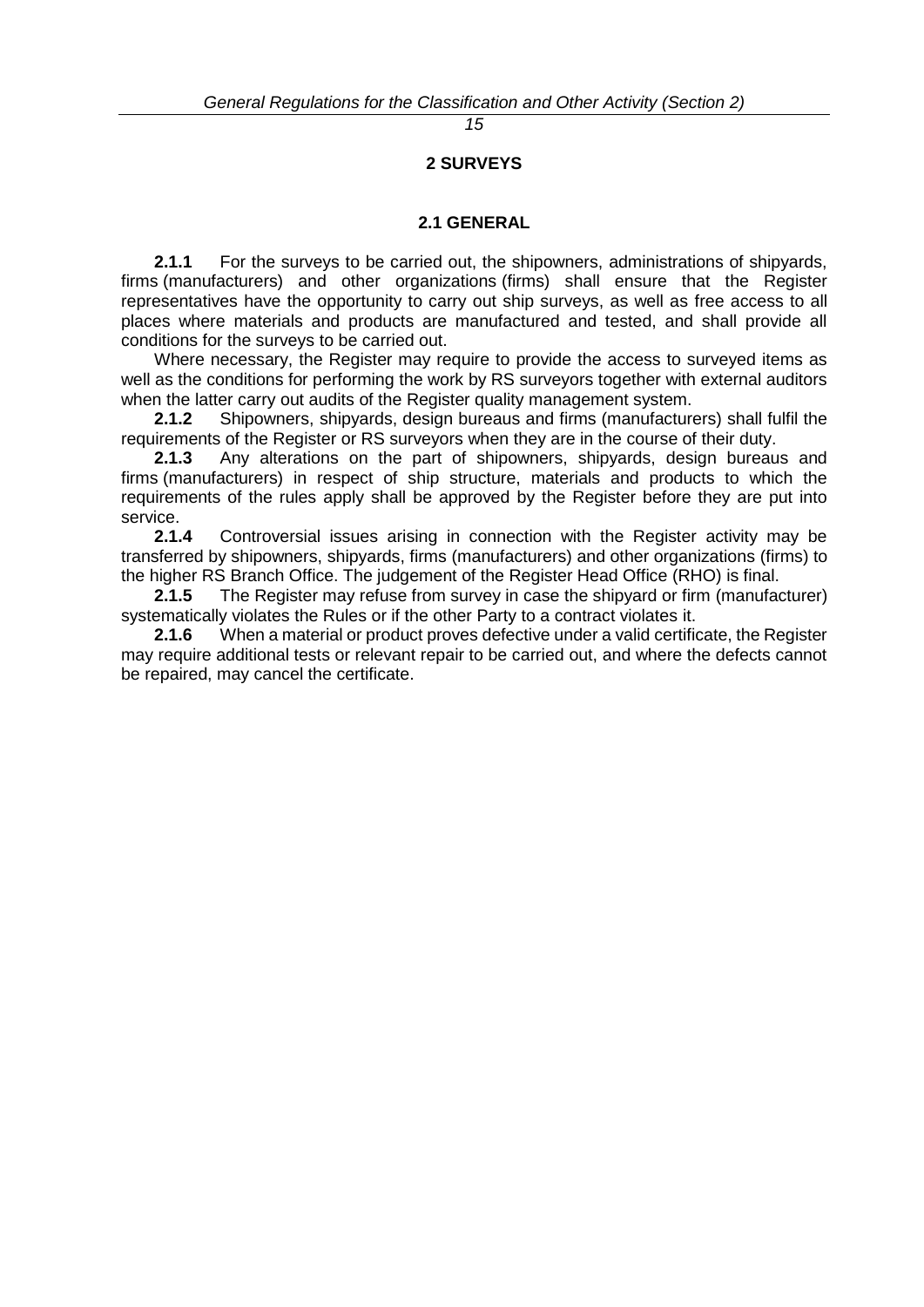# 2 SURVEYS

## 2.1 GENERAL

**2.1.1** For the surveys to be carried out, the shipowners, administrations of shipyards, firms (manufacturers) and other organizations (firms) shall ensure that the Register representatives have the opportunity to carry out ship surveys, as well as free access to all places where materials and products are manufactured and tested, and shall provide all conditions for the surveys to be carried out.

Where necessary, the Register may require to provide the access to surveyed items as well as the conditions for performing the work by RS surveyors together with external auditors when the latter carry out audits of the Register quality management system.

**2.1.2** Shipowners, shipyards, design bureaus and firms (manufacturers) shall fulfil the requirements of the Register or RS surveyors when they are in the course of their duty.

**2.1.3** Any alterations on the part of shipowners, shipyards, design bureaus and firms (manufacturers) in respect of ship structure, materials and products to which the requirements of the rules apply shall be approved by the Register before they are put into service.

**2.1.4** Controversial issues arising in connection with the Register activity may be transferred by shipowners, shipyards, firms (manufacturers) and other organizations (firms) to the higher RS Branch Office. The judgement of the Register Head Office (RHO) is final.

**2.1.5** The Register may refuse from survey in case the shipyard or firm (manufacturer) systematically violates the Rules or if the other Party to a contract violates it.

**2.1.6** When a material or product proves defective under a valid certificate, the Register may require additional tests or relevant repair to be carried out, and where the defects cannot be repaired, may cancel the certificate.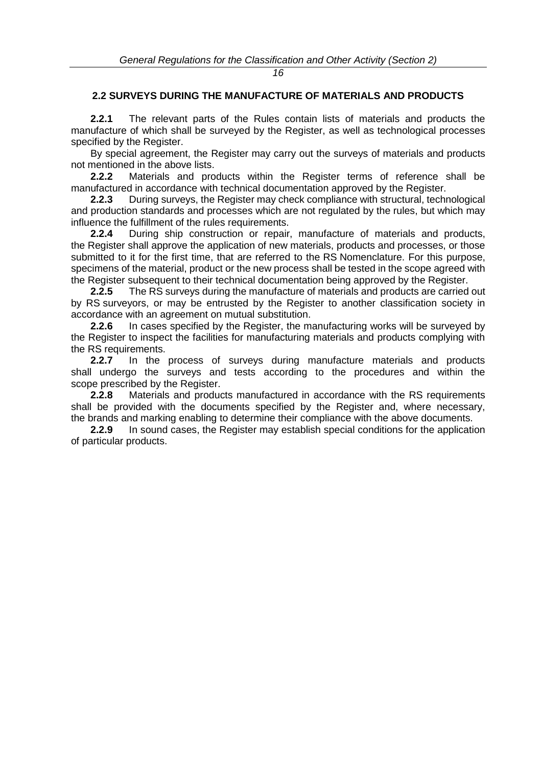## 2.2 SURVEYS DURING THE MANUFACTURE OF MATERIALS AND PRODUCTS

**2.2.1** The relevant parts of the Rules contain lists of materials and products the manufacture of which shall be surveyed by the Register, as well as technological processes specified by the Register.

By special agreement, the Register may carry out the surveys of materials and products not mentioned in the above lists.

**2.2.2** Materials and products within the Register terms of reference shall be manufactured in accordance with technical documentation approved by the Register.

**2.2.3** During surveys, the Register may check compliance with structural, technological and production standards and processes which are not regulated by the rules, but which may influence the fulfillment of the rules requirements.

**2.2.4** During ship construction or repair, manufacture of materials and products, the Register shall approve the application of new materials, products and processes, or those submitted to it for the first time, that are referred to the RS Nomenclature. For this purpose, specimens of the material, product or the new process shall be tested in the scope agreed with the Register subsequent to their technical documentation being approved by the Register.

**2.2.5** The RS surveys during the manufacture of materials and products are carried out by RS surveyors, or may be entrusted by the Register to another classification society in accordance with an agreement on mutual substitution.

**2.2.6** In cases specified by the Register, the manufacturing works will be surveyed by the Register to inspect the facilities for manufacturing materials and products complying with the RS requirements.

**2.2.7** In the process of surveys during manufacture materials and products shall undergo the surveys and tests according to the procedures and within the scope prescribed by the Register.

**2.2.8** Materials and products manufactured in accordance with the RS requirements shall be provided with the documents specified by the Register and, where necessary, the brands and marking enabling to determine their compliance with the above documents.

**2.2.9** In sound cases, the Register may establish special conditions for the application of particular products.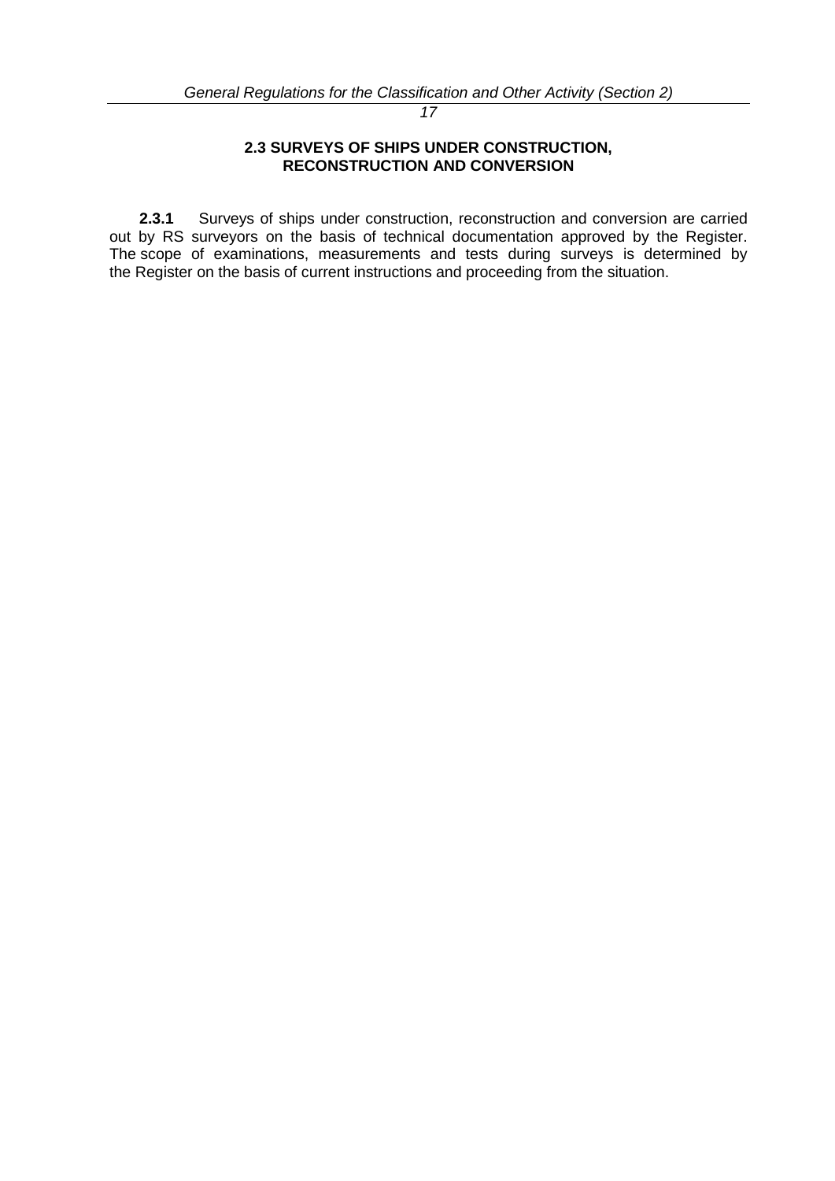## 2.3 SURVEYS OF SHIPS UNDER CONSTRUCTION, RECONSTRUCTION AND CONVERSION

**2.3.1** Surveys of ships under construction, reconstruction and conversion are carried out by RS surveyors on the basis of technical documentation approved by the Register. The scope of examinations, measurements and tests during surveys is determined by the Register on the basis of current instructions and proceeding from the situation.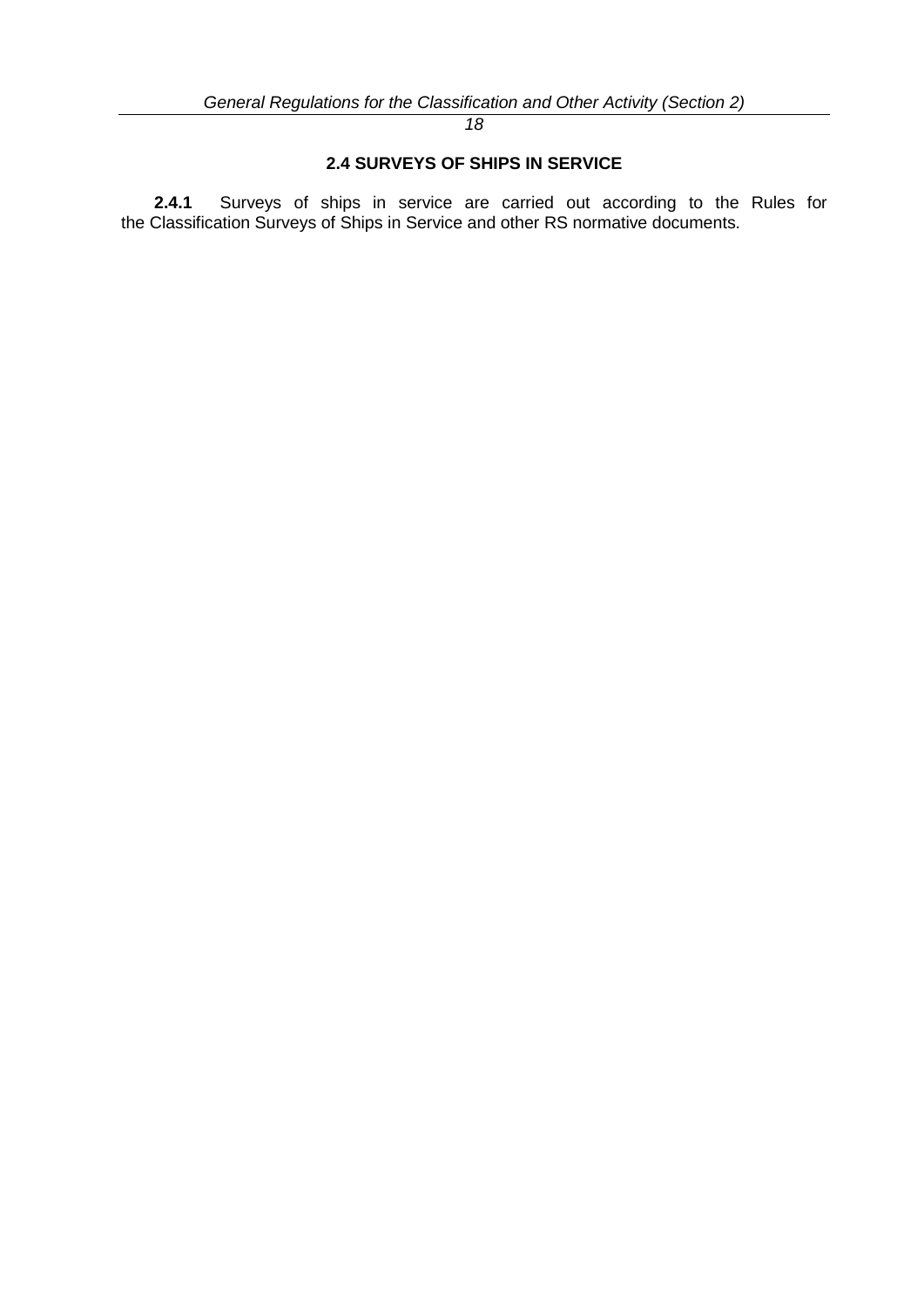## 2.4 SURVEYS OF SHIPS IN SERVICE

**2.4.1** Surveys of ships in service are carried out according to the Rules for the Classification Surveys of Ships in Service and other RS normative documents.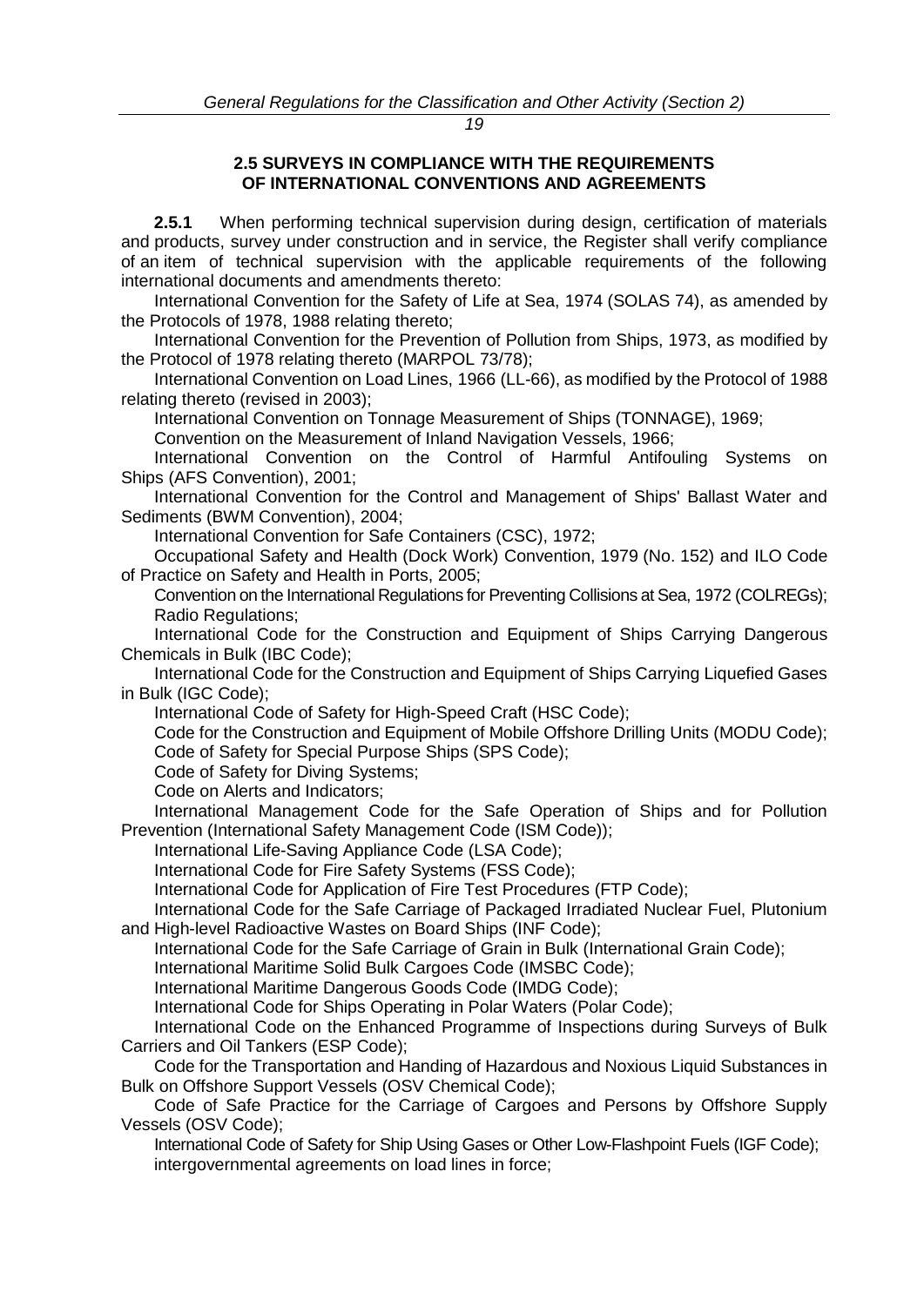## 2.5 SURVEYS IN COMPLIANCE WITH THE REQUIREMENTS OF INTERNATIONAL CONVENTIONS AND AGREEMENTS

**2.5.1** When performing technical supervision during design, certification of materials and products, survey under construction and in service, the Register shall verify compliance of an item of technical supervision with the applicable requirements of the following international documents and amendments thereto:

International Convention for the Safety of Life at Sea, 1974 (SOLAS 74), as amended by the Protocols of 1978, 1988 relating thereto;

International Convention for the Prevention of Pollution from Ships, 1973, as modified by the Protocol of 1978 relating thereto (MARPOL 73/78);

International Convention on Load Lines, 1966 (LL-66), as modified by the Protocol of 1988 relating thereto (revised in 2003);

International Convention on Tonnage Measurement of Ships (TONNAGE), 1969;

Convention on the Measurement of Inland Navigation Vessels, 1966;

International Convention on the Control of Harmful Antifouling Systems on Ships (AFS Convention), 2001;

International Convention for the Control and Management of Ships' Ballast Water and Sediments (BWM Convention), 2004;

International Convention for Safe Containers (CSC), 1972;

Occupational Safety and Health (Dock Work) Convention, 1979 (No. 152) and ILO Code of Practice on Safety and Health in Ports, 2005;

Convention on the International Regulations for Preventing Collisions at Sea, 1972 (COLREGs);

Radio Regulations;

International Code for the Construction and Equipment of Ships Carrying Dangerous Chemicals in Bulk (IBC Code);

International Code for the Construction and Equipment of Ships Carrying Liquefied Gases in Bulk (IGC Code);

International Code of Safety for High-Speed Craft (HSC Code);

Code for the Construction and Equipment of Mobile Offshore Drilling Units (MODU Code);

Code of Safety for Special Purpose Ships (SPS Code);

Code of Safety for Diving Systems;

Code on Alerts and Indicators;

International Management Code for the Safe Operation of Ships and for Pollution Prevention (International Safety Management Code (ISM Code));

International Life-Saving Appliance Code (LSA Code);

International Code for Fire Safety Systems (FSS Code);

International Code for Application of Fire Test Procedures (FTP Code);

International Code for the Safe Carriage of Packaged Irradiated Nuclear Fuel, Plutonium and High-level Radioactive Wastes on Board Ships (INF Code);

International Code for the Safe Carriage of Grain in Bulk (International Grain Code);

International Maritime Solid Bulk Cargoes Code (IMSBC Code);

International Maritime Dangerous Goods Code (IMDG Code);

International Code for Ships Operating in Polar Waters (Polar Code);

International Code on the Enhanced Programme of Inspections during Surveys of Bulk Carriers and Oil Tankers (ESP Code);

Code for the Transportation and Handing of Hazardous and Noxious Liquid Substances in Bulk on Offshore Support Vessels (OSV Chemical Code);

Code of Safe Practice for the Carriage of Cargoes and Persons by Offshore Supply Vessels (OSV Code);

International Code of Safety for Ship Using Gases or Other Low-Flashpoint Fuels (IGF Code);

intergovernmental agreements on load lines in force;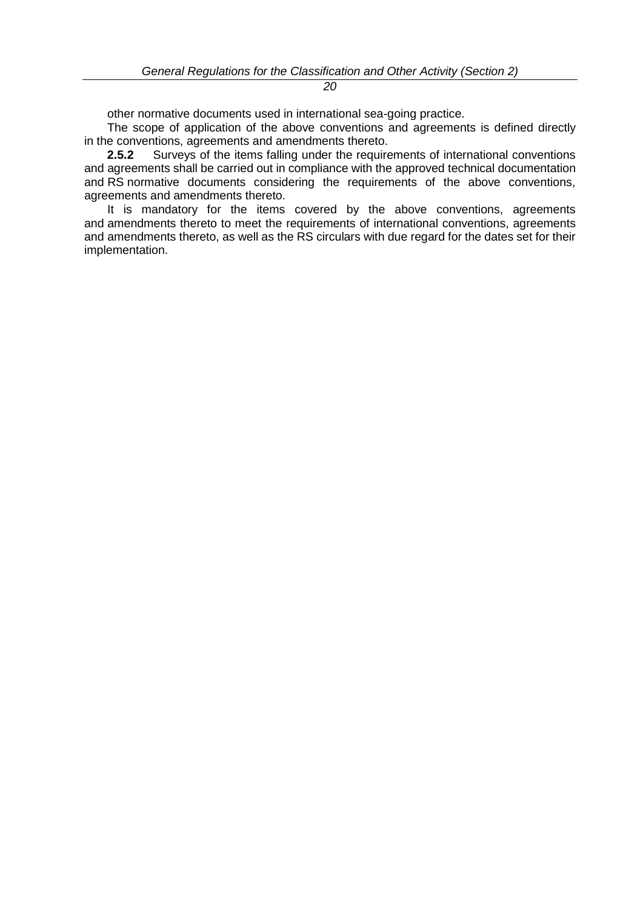other normative documents used in international sea-going practice.

The scope of application of the above conventions and agreements is defined directly in the conventions, agreements and amendments thereto.

**2.5.2** Surveys of the items falling under the requirements of international conventions and agreements shall be carried out in compliance with the approved technical documentation and RS normative documents considering the requirements of the above conventions, agreements and amendments thereto.

It is mandatory for the items covered by the above conventions, agreements and amendments thereto to meet the requirements of international conventions, agreements and amendments thereto, as well as the RS circulars with due regard for the dates set for their implementation.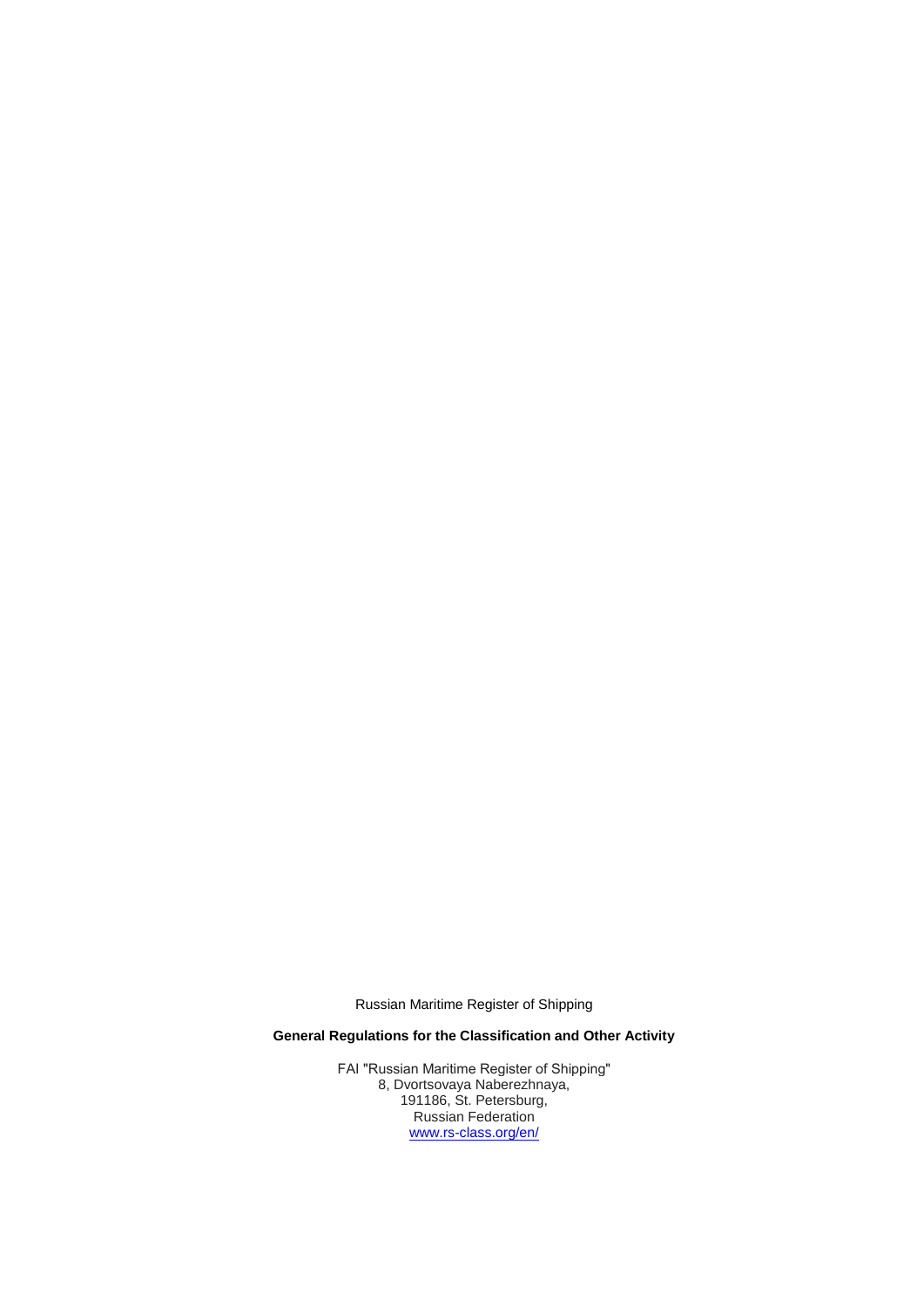Russian Maritime Register of Shipping

**General Regulations for the Classification and Other Activity**

FAI "Russian Maritime Register of Shipping"
8, Dvortsovaya Naberezhnaya,
191186, St. Petersburg,
Russian Federation
www.rs-class.org/en/